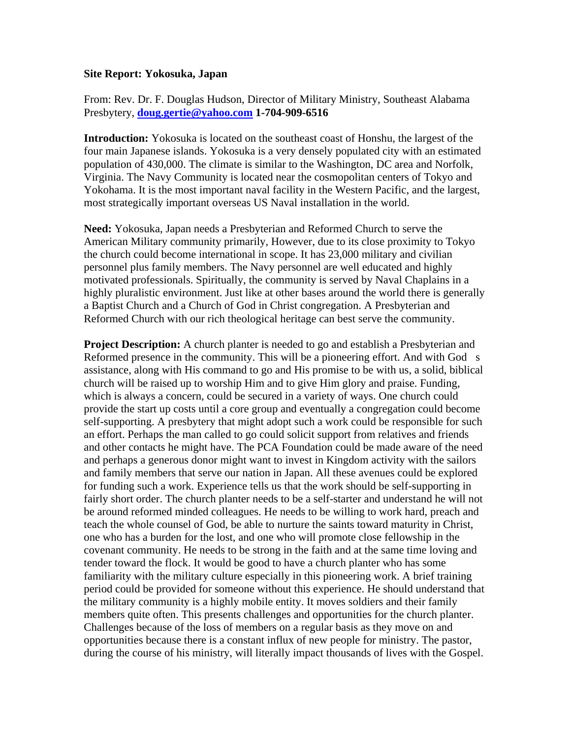**Site Report: Yokosuka, Japan**

From: Rev. Dr. F. Douglas Hudson, Director of Military Ministry, Southeast Alabama Presbytery, **[doug.gertie@yahoo.com](mailto:doug.gertie@yahoo.com) 1-704-909-6516**

**Introduction:** Yokosuka is located on the southeast coast of Honshu, the largest of the four main Japanese islands. Yokosuka is a very densely populated city with an estimated population of 430,000. The climate is similar to the Washington, DC area and Norfolk, Virginia. The Navy Community is located near the cosmopolitan centers of Tokyo and Yokohama. It is the most important naval facility in the Western Pacific, and the largest, most strategically important overseas US Naval installation in the world.

**Need:** Yokosuka, Japan needs a Presbyterian and Reformed Church to serve the American Military community primarily, However, due to its close proximity to Tokyo the church could become international in scope. It has 23,000 military and civilian personnel plus family members. The Navy personnel are well educated and highly motivated professionals. Spiritually, the community is served by Naval Chaplains in a highly pluralistic environment. Just like at other bases around the world there is generally a Baptist Church and a Church of God in Christ congregation. A Presbyterian and Reformed Church with our rich theological heritage can best serve the community.

**Project Description:** A church planter is needed to go and establish a Presbyterian and Reformed presence in the community. This will be a pioneering effort. And with God s assistance, along with His command to go and His promise to be with us, a solid, biblical church will be raised up to worship Him and to give Him glory and praise. Funding, which is always a concern, could be secured in a variety of ways. One church could provide the start up costs until a core group and eventually a congregation could become self-supporting. A presbytery that might adopt such a work could be responsible for such an effort. Perhaps the man called to go could solicit support from relatives and friends and other contacts he might have. The PCA Foundation could be made aware of the need and perhaps a generous donor might want to invest in Kingdom activity with the sailors and family members that serve our nation in Japan. All these avenues could be explored for funding such a work. Experience tells us that the work should be self-supporting in fairly short order. The church planter needs to be a self-starter and understand he will not be around reformed minded colleagues. He needs to be willing to work hard, preach and teach the whole counsel of God, be able to nurture the saints toward maturity in Christ, one who has a burden for the lost, and one who will promote close fellowship in the covenant community. He needs to be strong in the faith and at the same time loving and tender toward the flock. It would be good to have a church planter who has some familiarity with the military culture especially in this pioneering work. A brief training period could be provided for someone without this experience. He should understand that the military community is a highly mobile entity. It moves soldiers and their family members quite often. This presents challenges and opportunities for the church planter. Challenges because of the loss of members on a regular basis as they move on and opportunities because there is a constant influx of new people for ministry. The pastor, during the course of his ministry, will literally impact thousands of lives with the Gospel.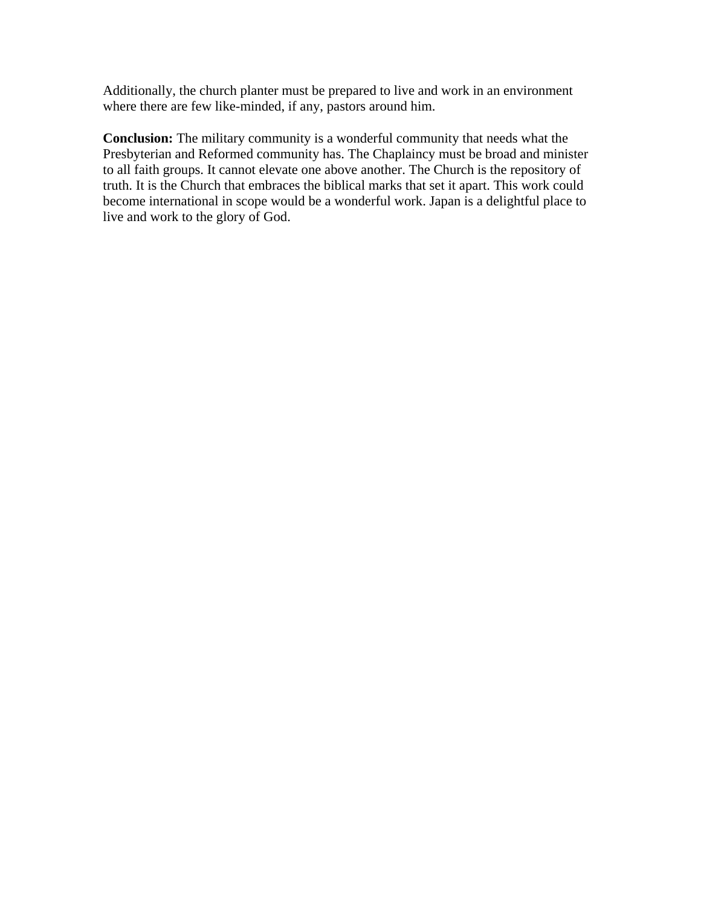Additionally, the church planter must be prepared to live and work in an environment where there are few like-minded, if any, pastors around him.

**Conclusion:** The military community is a wonderful community that needs what the Presbyterian and Reformed community has. The Chaplaincy must be broad and minister to all faith groups. It cannot elevate one above another. The Church is the repository of truth. It is the Church that embraces the biblical marks that set it apart. This work could become international in scope would be a wonderful work. Japan is a delightful place to live and work to the glory of God.